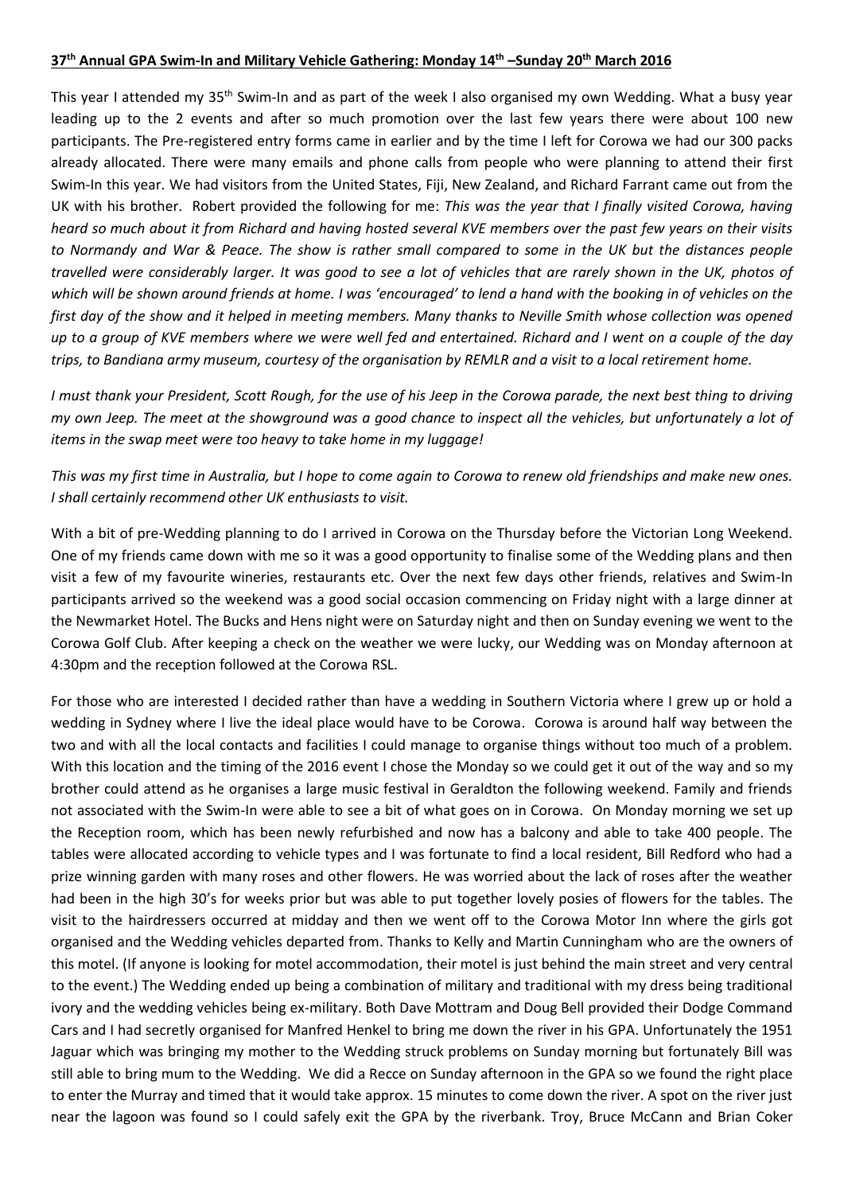**37th Annual GPA Swim-In and Military Vehicle Gathering: Monday 14th –Sunday 20th March 2016**

This year I attended my 35th Swim-In and as part of the week I also organised my own Wedding. What a busy year leading up to the 2 events and after so much promotion over the last few years there were about 100 new participants. The Pre-registered entry forms came in earlier and by the time I left for Corowa we had our 300 packs already allocated. There were many emails and phone calls from people who were planning to attend their first Swim-In this year. We had visitors from the United States, Fiji, New Zealand, and Richard Farrant came out from the UK with his brother. Robert provided the following for me: *This was the year that I finally visited Corowa, having heard so much about it from Richard and having hosted several KVE members over the past few years on their visits to Normandy and War & Peace. The show is rather small compared to some in the UK but the distances people travelled were considerably larger. It was good to see a lot of vehicles that are rarely shown in the UK, photos of which will be shown around friends at home. I was 'encouraged' to lend a hand with the booking in of vehicles on the first day of the show and it helped in meeting members. Many thanks to Neville Smith whose collection was opened up to a group of KVE members where we were well fed and entertained. Richard and I went on a couple of the day trips, to Bandiana army museum, courtesy of the organisation by REMLR and a visit to a local retirement home.*

*I must thank your President, Scott Rough, for the use of his Jeep in the Corowa parade, the next best thing to driving my own Jeep. The meet at the showground was a good chance to inspect all the vehicles, but unfortunately a lot of items in the swap meet were too heavy to take home in my luggage!*

*This was my first time in Australia, but I hope to come again to Corowa to renew old friendships and make new ones. I shall certainly recommend other UK enthusiasts to visit.*

With a bit of pre-Wedding planning to do I arrived in Corowa on the Thursday before the Victorian Long Weekend. One of my friends came down with me so it was a good opportunity to finalise some of the Wedding plans and then visit a few of my favourite wineries, restaurants etc. Over the next few days other friends, relatives and Swim-In participants arrived so the weekend was a good social occasion commencing on Friday night with a large dinner at the Newmarket Hotel. The Bucks and Hens night were on Saturday night and then on Sunday evening we went to the Corowa Golf Club. After keeping a check on the weather we were lucky, our Wedding was on Monday afternoon at 4:30pm and the reception followed at the Corowa RSL.

For those who are interested I decided rather than have a wedding in Southern Victoria where I grew up or hold a wedding in Sydney where I live the ideal place would have to be Corowa. Corowa is around half way between the two and with all the local contacts and facilities I could manage to organise things without too much of a problem. With this location and the timing of the 2016 event I chose the Monday so we could get it out of the way and so my brother could attend as he organises a large music festival in Geraldton the following weekend. Family and friends not associated with the Swim-In were able to see a bit of what goes on in Corowa. On Monday morning we set up the Reception room, which has been newly refurbished and now has a balcony and able to take 400 people. The tables were allocated according to vehicle types and I was fortunate to find a local resident, Bill Redford who had a prize winning garden with many roses and other flowers. He was worried about the lack of roses after the weather had been in the high 30's for weeks prior but was able to put together lovely posies of flowers for the tables. The visit to the hairdressers occurred at midday and then we went off to the Corowa Motor Inn where the girls got organised and the Wedding vehicles departed from. Thanks to Kelly and Martin Cunningham who are the owners of this motel. (If anyone is looking for motel accommodation, their motel is just behind the main street and very central to the event.) The Wedding ended up being a combination of military and traditional with my dress being traditional ivory and the wedding vehicles being ex-military. Both Dave Mottram and Doug Bell provided their Dodge Command Cars and I had secretly organised for Manfred Henkel to bring me down the river in his GPA. Unfortunately the 1951 Jaguar which was bringing my mother to the Wedding struck problems on Sunday morning but fortunately Bill was still able to bring mum to the Wedding. We did a Recce on Sunday afternoon in the GPA so we found the right place to enter the Murray and timed that it would take approx. 15 minutes to come down the river. A spot on the river just near the lagoon was found so I could safely exit the GPA by the riverbank. Troy, Bruce McCann and Brian Coker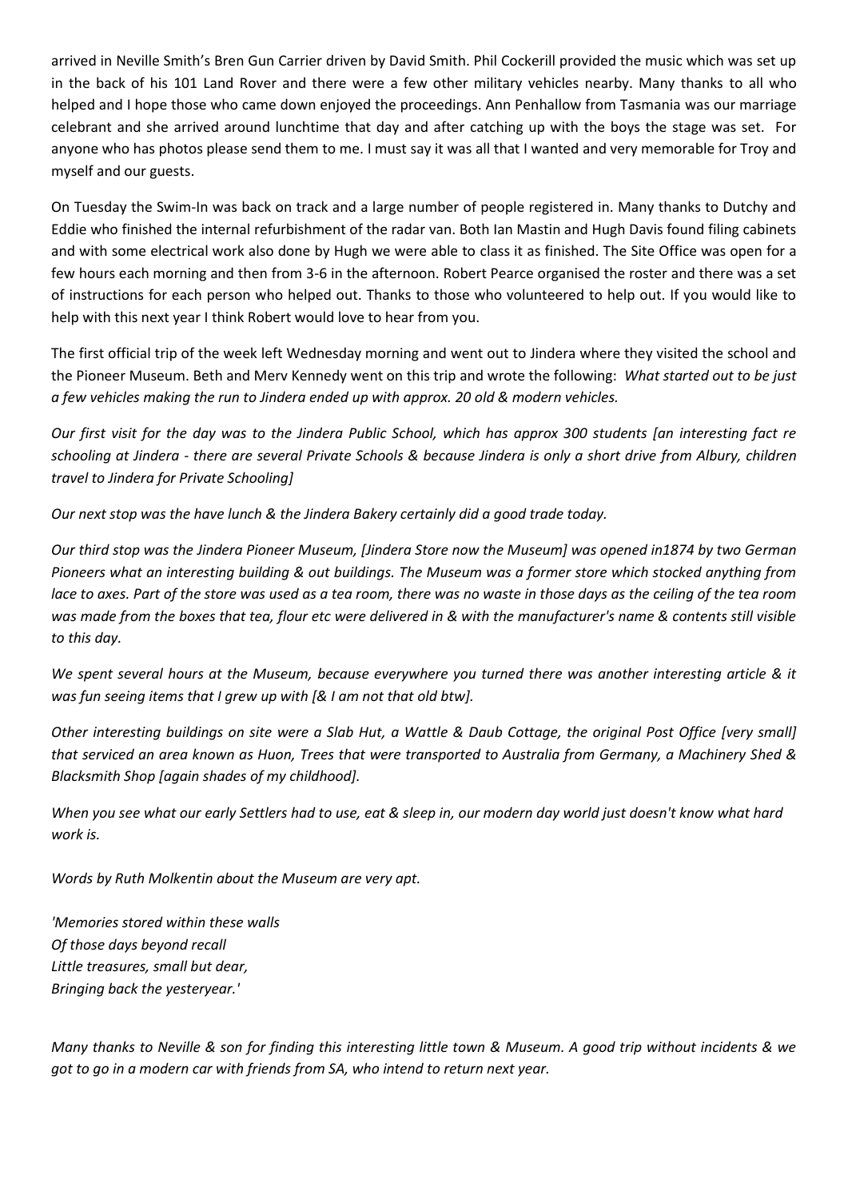arrived in Neville Smith's Bren Gun Carrier driven by David Smith. Phil Cockerill provided the music which was set up in the back of his 101 Land Rover and there were a few other military vehicles nearby. Many thanks to all who helped and I hope those who came down enjoyed the proceedings. Ann Penhallow from Tasmania was our marriage celebrant and she arrived around lunchtime that day and after catching up with the boys the stage was set. For anyone who has photos please send them to me. I must say it was all that I wanted and very memorable for Troy and myself and our guests.

On Tuesday the Swim-In was back on track and a large number of people registered in. Many thanks to Dutchy and Eddie who finished the internal refurbishment of the radar van. Both Ian Mastin and Hugh Davis found filing cabinets and with some electrical work also done by Hugh we were able to class it as finished. The Site Office was open for a few hours each morning and then from 3-6 in the afternoon. Robert Pearce organised the roster and there was a set of instructions for each person who helped out. Thanks to those who volunteered to help out. If you would like to help with this next year I think Robert would love to hear from you.

The first official trip of the week left Wednesday morning and went out to Jindera where they visited the school and the Pioneer Museum. Beth and Merv Kennedy went on this trip and wrote the following: *What started out to be just a few vehicles making the run to Jindera ended up with approx. 20 old & modern vehicles.*

*Our first visit for the day was to the Jindera Public School, which has approx 300 students [an interesting fact re schooling at Jindera - there are several Private Schools & because Jindera is only a short drive from Albury, children travel to Jindera for Private Schooling]*

*Our next stop was the have lunch & the Jindera Bakery certainly did a good trade today.*

*Our third stop was the Jindera Pioneer Museum, [Jindera Store now the Museum] was opened in1874 by two German Pioneers what an interesting building & out buildings. The Museum was a former store which stocked anything from lace to axes. Part of the store was used as a tea room, there was no waste in those days as the ceiling of the tea room was made from the boxes that tea, flour etc were delivered in & with the manufacturer's name & contents still visible to this day.*

*We spent several hours at the Museum, because everywhere you turned there was another interesting article & it was fun seeing items that I grew up with [& I am not that old btw].*

*Other interesting buildings on site were a Slab Hut, a Wattle & Daub Cottage, the original Post Office [very small] that serviced an area known as Huon, Trees that were transported to Australia from Germany, a Machinery Shed & Blacksmith Shop [again shades of my childhood].*

*When you see what our early Settlers had to use, eat & sleep in, our modern day world just doesn't know what hard work is.*

*Words by Ruth Molkentin about the Museum are very apt.*

*'Memories stored within these walls*
*Of those days beyond recall*
*Little treasures, small but dear,*
*Bringing back the yesteryear.'*

*Many thanks to Neville & son for finding this interesting little town & Museum. A good trip without incidents & we got to go in a modern car with friends from SA, who intend to return next year.*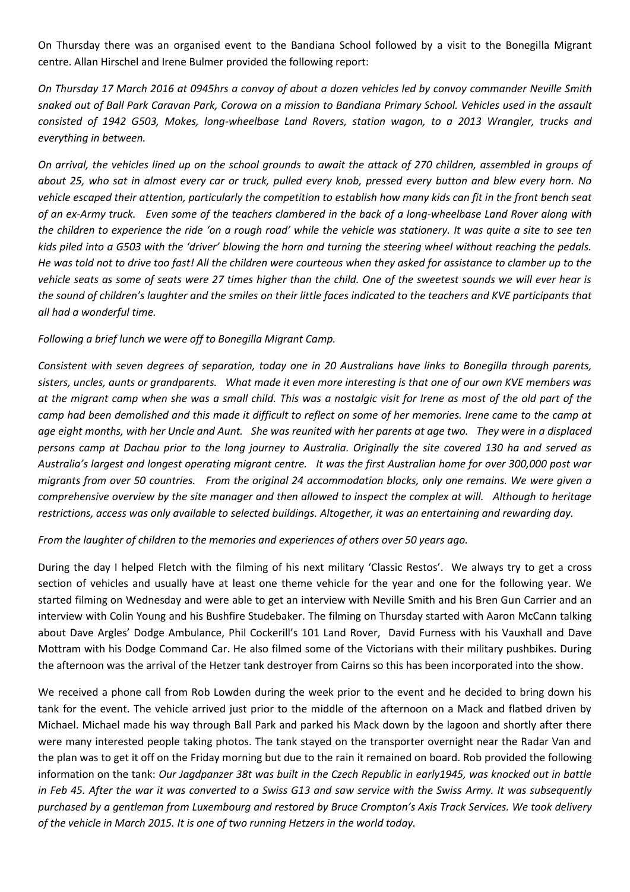On Thursday there was an organised event to the Bandiana School followed by a visit to the Bonegilla Migrant centre. Allan Hirschel and Irene Bulmer provided the following report:

*On Thursday 17 March 2016 at 0945hrs a convoy of about a dozen vehicles led by convoy commander Neville Smith snaked out of Ball Park Caravan Park, Corowa on a mission to Bandiana Primary School. Vehicles used in the assault consisted of 1942 G503, Mokes, long-wheelbase Land Rovers, station wagon, to a 2013 Wrangler, trucks and everything in between.*

*On arrival, the vehicles lined up on the school grounds to await the attack of 270 children, assembled in groups of about 25, who sat in almost every car or truck, pulled every knob, pressed every button and blew every horn. No vehicle escaped their attention, particularly the competition to establish how many kids can fit in the front bench seat of an ex-Army truck. Even some of the teachers clambered in the back of a long-wheelbase Land Rover along with the children to experience the ride 'on a rough road' while the vehicle was stationery. It was quite a site to see ten kids piled into a G503 with the 'driver' blowing the horn and turning the steering wheel without reaching the pedals. He was told not to drive too fast! All the children were courteous when they asked for assistance to clamber up to the vehicle seats as some of seats were 27 times higher than the child. One of the sweetest sounds we will ever hear is the sound of children's laughter and the smiles on their little faces indicated to the teachers and KVE participants that all had a wonderful time.*

*Following a brief lunch we were off to Bonegilla Migrant Camp.*

*Consistent with seven degrees of separation, today one in 20 Australians have links to Bonegilla through parents, sisters, uncles, aunts or grandparents. What made it even more interesting is that one of our own KVE members was at the migrant camp when she was a small child. This was a nostalgic visit for Irene as most of the old part of the camp had been demolished and this made it difficult to reflect on some of her memories. Irene came to the camp at age eight months, with her Uncle and Aunt. She was reunited with her parents at age two. They were in a displaced persons camp at Dachau prior to the long journey to Australia. Originally the site covered 130 ha and served as Australia's largest and longest operating migrant centre. It was the first Australian home for over 300,000 post war migrants from over 50 countries. From the original 24 accommodation blocks, only one remains. We were given a comprehensive overview by the site manager and then allowed to inspect the complex at will. Although to heritage restrictions, access was only available to selected buildings. Altogether, it was an entertaining and rewarding day.*

*From the laughter of children to the memories and experiences of others over 50 years ago.*

During the day I helped Fletch with the filming of his next military 'Classic Restos'. We always try to get a cross section of vehicles and usually have at least one theme vehicle for the year and one for the following year. We started filming on Wednesday and were able to get an interview with Neville Smith and his Bren Gun Carrier and an interview with Colin Young and his Bushfire Studebaker. The filming on Thursday started with Aaron McCann talking about Dave Argles' Dodge Ambulance, Phil Cockerill's 101 Land Rover, David Furness with his Vauxhall and Dave Mottram with his Dodge Command Car. He also filmed some of the Victorians with their military pushbikes. During the afternoon was the arrival of the Hetzer tank destroyer from Cairns so this has been incorporated into the show.

We received a phone call from Rob Lowden during the week prior to the event and he decided to bring down his tank for the event. The vehicle arrived just prior to the middle of the afternoon on a Mack and flatbed driven by Michael. Michael made his way through Ball Park and parked his Mack down by the lagoon and shortly after there were many interested people taking photos. The tank stayed on the transporter overnight near the Radar Van and the plan was to get it off on the Friday morning but due to the rain it remained on board. Rob provided the following information on the tank: *Our Jagdpanzer 38t was built in the Czech Republic in early1945, was knocked out in battle in Feb 45. After the war it was converted to a Swiss G13 and saw service with the Swiss Army. It was subsequently purchased by a gentleman from Luxembourg and restored by Bruce Crompton's Axis Track Services. We took delivery of the vehicle in March 2015. It is one of two running Hetzers in the world today.*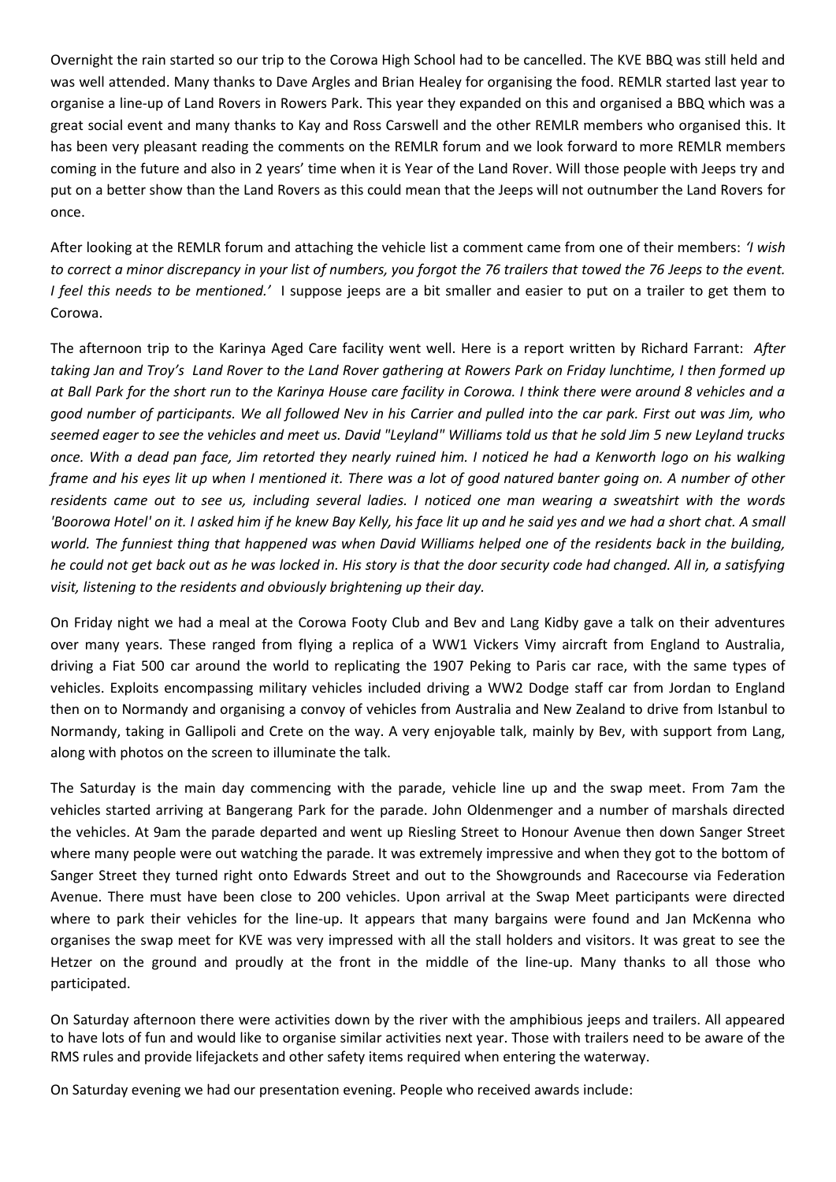Overnight the rain started so our trip to the Corowa High School had to be cancelled. The KVE BBQ was still held and was well attended. Many thanks to Dave Argles and Brian Healey for organising the food. REMLR started last year to organise a line-up of Land Rovers in Rowers Park. This year they expanded on this and organised a BBQ which was a great social event and many thanks to Kay and Ross Carswell and the other REMLR members who organised this. It has been very pleasant reading the comments on the REMLR forum and we look forward to more REMLR members coming in the future and also in 2 years' time when it is Year of the Land Rover. Will those people with Jeeps try and put on a better show than the Land Rovers as this could mean that the Jeeps will not outnumber the Land Rovers for once.

After looking at the REMLR forum and attaching the vehicle list a comment came from one of their members: *'I wish to correct a minor discrepancy in your list of numbers, you forgot the 76 trailers that towed the 76 Jeeps to the event. I feel this needs to be mentioned.'* I suppose jeeps are a bit smaller and easier to put on a trailer to get them to Corowa.

The afternoon trip to the Karinya Aged Care facility went well. Here is a report written by Richard Farrant: *After taking Jan and Troy's Land Rover to the Land Rover gathering at Rowers Park on Friday lunchtime, I then formed up at Ball Park for the short run to the Karinya House care facility in Corowa. I think there were around 8 vehicles and a good number of participants. We all followed Nev in his Carrier and pulled into the car park. First out was Jim, who seemed eager to see the vehicles and meet us. David "Leyland" Williams told us that he sold Jim 5 new Leyland trucks once. With a dead pan face, Jim retorted they nearly ruined him. I noticed he had a Kenworth logo on his walking frame and his eyes lit up when I mentioned it. There was a lot of good natured banter going on. A number of other residents came out to see us, including several ladies. I noticed one man wearing a sweatshirt with the words 'Boorowa Hotel' on it. I asked him if he knew Bay Kelly, his face lit up and he said yes and we had a short chat. A small world. The funniest thing that happened was when David Williams helped one of the residents back in the building, he could not get back out as he was locked in. His story is that the door security code had changed. All in, a satisfying visit, listening to the residents and obviously brightening up their day.*

On Friday night we had a meal at the Corowa Footy Club and Bev and Lang Kidby gave a talk on their adventures over many years. These ranged from flying a replica of a WW1 Vickers Vimy aircraft from England to Australia, driving a Fiat 500 car around the world to replicating the 1907 Peking to Paris car race, with the same types of vehicles. Exploits encompassing military vehicles included driving a WW2 Dodge staff car from Jordan to England then on to Normandy and organising a convoy of vehicles from Australia and New Zealand to drive from Istanbul to Normandy, taking in Gallipoli and Crete on the way. A very enjoyable talk, mainly by Bev, with support from Lang, along with photos on the screen to illuminate the talk.

The Saturday is the main day commencing with the parade, vehicle line up and the swap meet. From 7am the vehicles started arriving at Bangerang Park for the parade. John Oldenmenger and a number of marshals directed the vehicles. At 9am the parade departed and went up Riesling Street to Honour Avenue then down Sanger Street where many people were out watching the parade. It was extremely impressive and when they got to the bottom of Sanger Street they turned right onto Edwards Street and out to the Showgrounds and Racecourse via Federation Avenue. There must have been close to 200 vehicles. Upon arrival at the Swap Meet participants were directed where to park their vehicles for the line-up. It appears that many bargains were found and Jan McKenna who organises the swap meet for KVE was very impressed with all the stall holders and visitors. It was great to see the Hetzer on the ground and proudly at the front in the middle of the line-up. Many thanks to all those who participated.

On Saturday afternoon there were activities down by the river with the amphibious jeeps and trailers. All appeared to have lots of fun and would like to organise similar activities next year. Those with trailers need to be aware of the RMS rules and provide lifejackets and other safety items required when entering the waterway.

On Saturday evening we had our presentation evening. People who received awards include: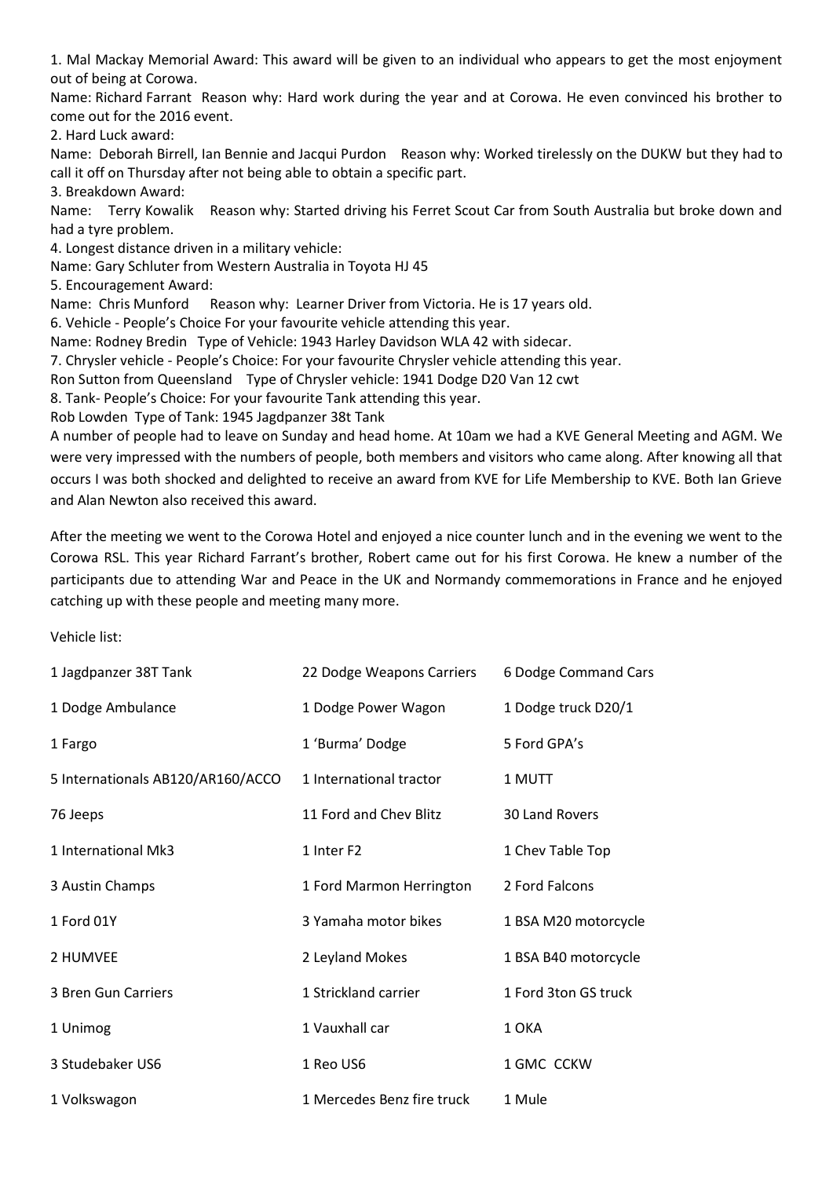1. Mal Mackay Memorial Award: This award will be given to an individual who appears to get the most enjoyment out of being at Corowa.

Name: Richard Farrant Reason why: Hard work during the year and at Corowa. He even convinced his brother to come out for the 2016 event.

2. Hard Luck award:

Name: Deborah Birrell, Ian Bennie and Jacqui Purdon Reason why: Worked tirelessly on the DUKW but they had to call it off on Thursday after not being able to obtain a specific part.

3. Breakdown Award:

Name: Terry Kowalik Reason why: Started driving his Ferret Scout Car from South Australia but broke down and had a tyre problem.

4. Longest distance driven in a military vehicle:

Name: Gary Schluter from Western Australia in Toyota HJ 45

5. Encouragement Award:

Name: Chris Munford Reason why: Learner Driver from Victoria. He is 17 years old.

6. Vehicle - People's Choice For your favourite vehicle attending this year.

Name: Rodney Bredin Type of Vehicle: 1943 Harley Davidson WLA 42 with sidecar.

7. Chrysler vehicle - People's Choice: For your favourite Chrysler vehicle attending this year.

Ron Sutton from Queensland Type of Chrysler vehicle: 1941 Dodge D20 Van 12 cwt

8. Tank- People's Choice: For your favourite Tank attending this year.

Rob Lowden Type of Tank: 1945 Jagdpanzer 38t Tank

A number of people had to leave on Sunday and head home. At 10am we had a KVE General Meeting and AGM. We were very impressed with the numbers of people, both members and visitors who came along. After knowing all that occurs I was both shocked and delighted to receive an award from KVE for Life Membership to KVE. Both Ian Grieve and Alan Newton also received this award.

After the meeting we went to the Corowa Hotel and enjoyed a nice counter lunch and in the evening we went to the Corowa RSL. This year Richard Farrant's brother, Robert came out for his first Corowa. He knew a number of the participants due to attending War and Peace in the UK and Normandy commemorations in France and he enjoyed catching up with these people and meeting many more.

Vehicle list:

| | | |
|---|---|---|
| 1 Jagdpanzer 38T Tank | 22 Dodge Weapons Carriers | 6 Dodge Command Cars |
| 1 Dodge Ambulance | 1 Dodge Power Wagon | 1 Dodge truck D20/1 |
| 1 Fargo | 1 'Burma' Dodge | 5 Ford GPA's |
| 5 Internationals AB120/AR160/ACCO | 1 International tractor | 1 MUTT |
| 76 Jeeps | 11 Ford and Chev Blitz | 30 Land Rovers |
| 1 International Mk3 | 1 Inter F2 | 1 Chev Table Top |
| 3 Austin Champs | 1 Ford Marmon Herrington | 2 Ford Falcons |
| 1 Ford 01Y | 3 Yamaha motor bikes | 1 BSA M20 motorcycle |
| 2 HUMVEE | 2 Leyland Mokes | 1 BSA B40 motorcycle |
| 3 Bren Gun Carriers | 1 Strickland carrier | 1 Ford 3ton GS truck |
| 1 Unimog | 1 Vauxhall car | 1 OKA |
| 3 Studebaker US6 | 1 Reo US6 | 1 GMC CCKW |
| 1 Volkswagon | 1 Mercedes Benz fire truck | 1 Mule |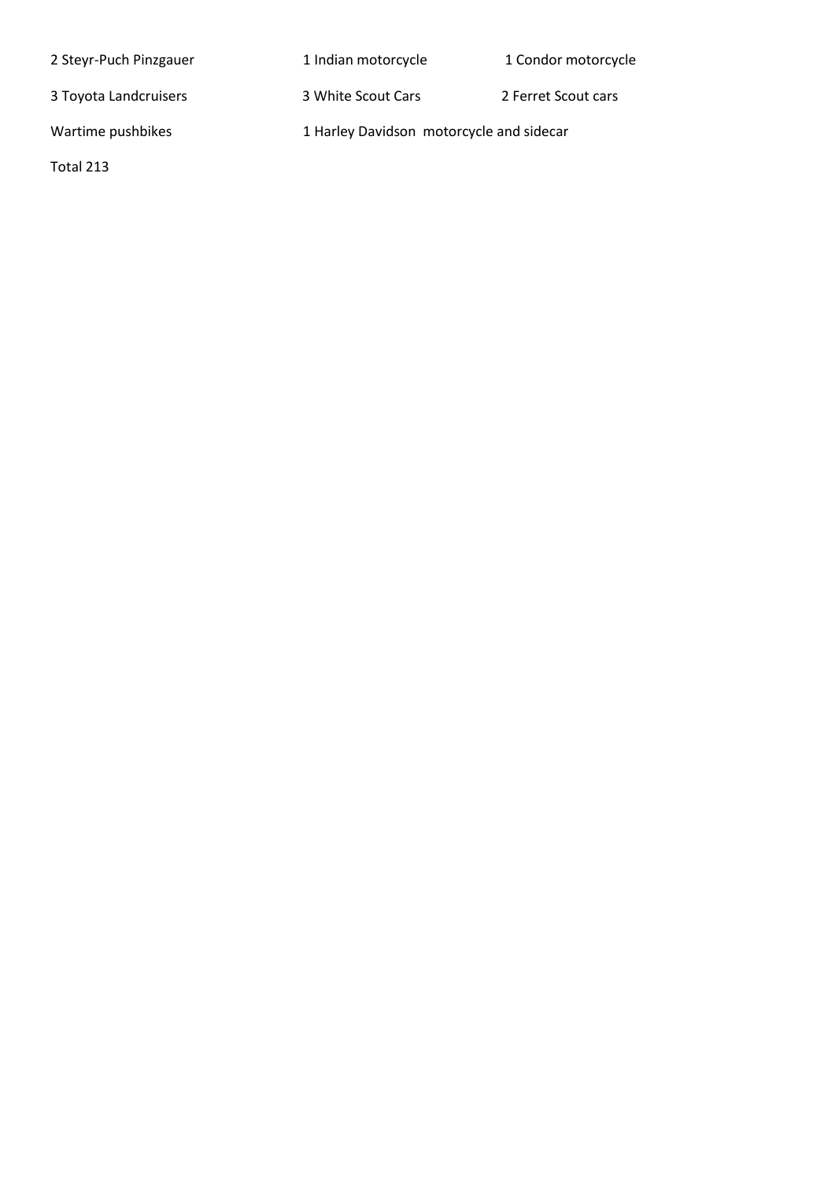| | | |
|---|---|---|
| 2 Steyr-Puch Pinzgauer | 1 Indian motorcycle | 1 Condor motorcycle |
| 3 Toyota Landcruisers | 3 White Scout Cars | 2 Ferret Scout cars |
| Wartime pushbikes | 1 Harley Davidson motorcycle and sidecar | |

Total 213